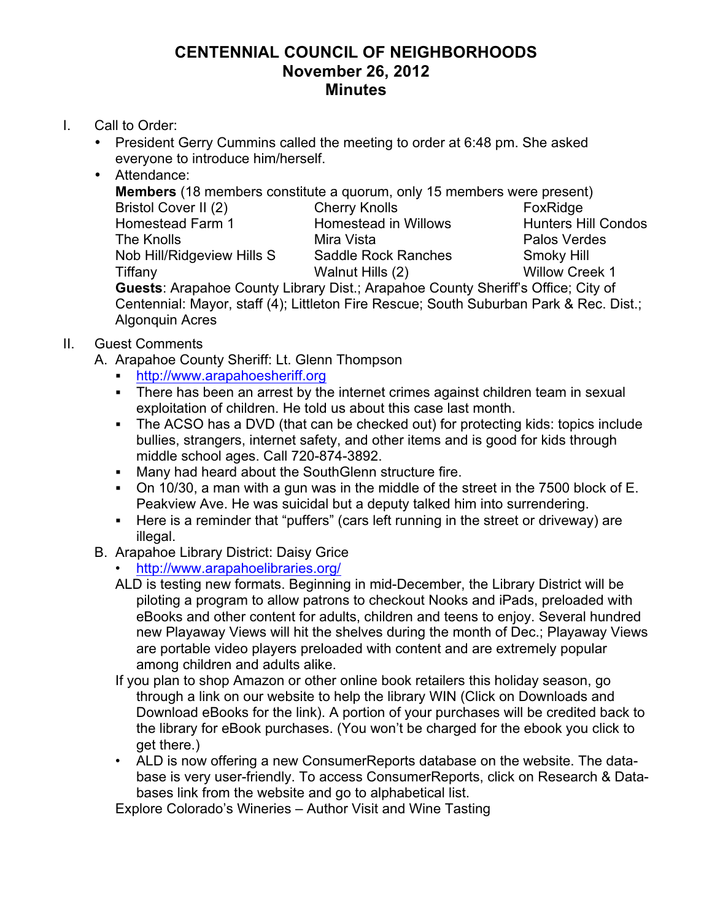# CENTENNIAL COUNCIL OF NEIGHBORHOODS
## November 26, 2012
## Minutes

I. Call to Order:
   - President Gerry Cummins called the meeting to order at 6:48 pm. She asked everyone to introduce him/herself.
   - Attendance:

     **Members** (18 members constitute a quorum, only 15 members were present)

     | | | |
     |---|---|---|
     | Bristol Cover II (2) | Cherry Knolls | FoxRidge |
     | Homestead Farm 1 | Homestead in Willows | Hunters Hill Condos |
     | The Knolls | Mira Vista | Palos Verdes |
     | Nob Hill/Ridgeview Hills S | Saddle Rock Ranches | Smoky Hill |
     | Tiffany | Walnut Hills (2) | Willow Creek 1 |

     **Guests**: Arapahoe County Library Dist.; Arapahoe County Sheriff's Office; City of Centennial: Mayor, staff (4); Littleton Fire Rescue; South Suburban Park & Rec. Dist.; Algonquin Acres

II. Guest Comments

   A. Arapahoe County Sheriff: Lt. Glenn Thompson
   - http://www.arapahoesheriff.org
   - There has been an arrest by the internet crimes against children team in sexual exploitation of children. He told us about this case last month.
   - The ACSO has a DVD (that can be checked out) for protecting kids: topics include bullies, strangers, internet safety, and other items and is good for kids through middle school ages. Call 720-874-3892.
   - Many had heard about the SouthGlenn structure fire.
   - On 10/30, a man with a gun was in the middle of the street in the 7500 block of E. Peakview Ave. He was suicidal but a deputy talked him into surrendering.
   - Here is a reminder that "puffers" (cars left running in the street or driveway) are illegal.

   B. Arapahoe Library District: Daisy Grice
   - http://www.arapahoelibraries.org/

   ALD is testing new formats. Beginning in mid-December, the Library District will be piloting a program to allow patrons to checkout Nooks and iPads, preloaded with eBooks and other content for adults, children and teens to enjoy. Several hundred new Playaway Views will hit the shelves during the month of Dec.; Playaway Views are portable video players preloaded with content and are extremely popular among children and adults alike.

   If you plan to shop Amazon or other online book retailers this holiday season, go through a link on our website to help the library WIN (Click on Downloads and Download eBooks for the link). A portion of your purchases will be credited back to the library for eBook purchases. (You won't be charged for the ebook you click to get there.)

   - ALD is now offering a new ConsumerReports database on the website. The database is very user-friendly. To access ConsumerReports, click on Research & Databases link from the website and go to alphabetical list.

   Explore Colorado's Wineries – Author Visit and Wine Tasting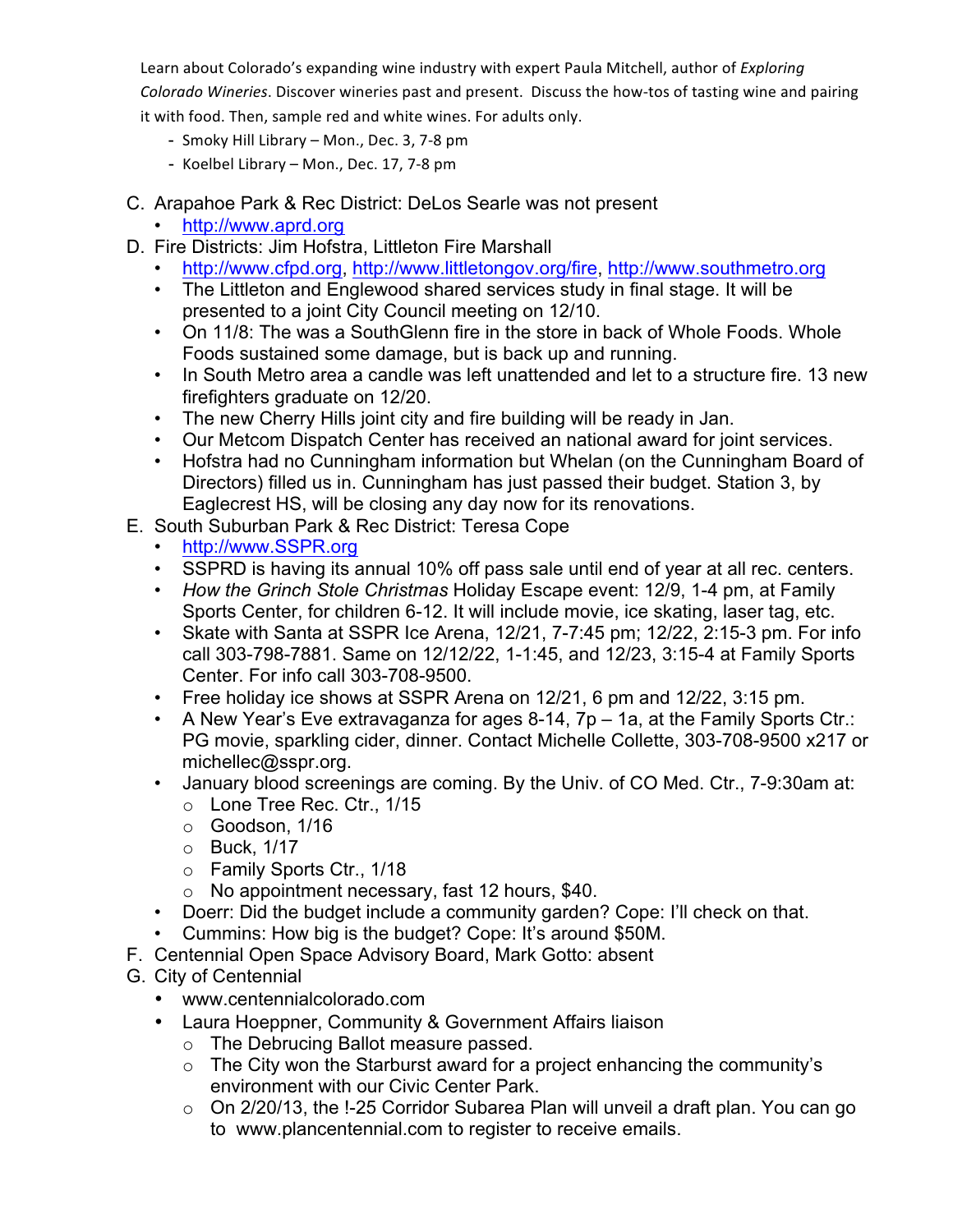Learn about Colorado's expanding wine industry with expert Paula Mitchell, author of *Exploring Colorado Wineries*. Discover wineries past and present. Discuss the how-tos of tasting wine and pairing it with food. Then, sample red and white wines. For adults only.

- Smoky Hill Library – Mon., Dec. 3, 7-8 pm
- Koelbel Library – Mon., Dec. 17, 7-8 pm

C. Arapahoe Park & Rec District: DeLos Searle was not present
   - http://www.aprd.org

D. Fire Districts: Jim Hofstra, Littleton Fire Marshall
   - http://www.cfpd.org, http://www.littletongov.org/fire, http://www.southmetro.org
   - The Littleton and Englewood shared services study in final stage. It will be presented to a joint City Council meeting on 12/10.
   - On 11/8: The was a SouthGlenn fire in the store in back of Whole Foods. Whole Foods sustained some damage, but is back up and running.
   - In South Metro area a candle was left unattended and let to a structure fire. 13 new firefighters graduate on 12/20.
   - The new Cherry Hills joint city and fire building will be ready in Jan.
   - Our Metcom Dispatch Center has received an national award for joint services.
   - Hofstra had no Cunningham information but Whelan (on the Cunningham Board of Directors) filled us in. Cunningham has just passed their budget. Station 3, by Eaglecrest HS, will be closing any day now for its renovations.

E. South Suburban Park & Rec District: Teresa Cope
   - http://www.SSPR.org
   - SSPRD is having its annual 10% off pass sale until end of year at all rec. centers.
   - *How the Grinch Stole Christmas* Holiday Escape event: 12/9, 1-4 pm, at Family Sports Center, for children 6-12. It will include movie, ice skating, laser tag, etc.
   - Skate with Santa at SSPR Ice Arena, 12/21, 7-7:45 pm; 12/22, 2:15-3 pm. For info call 303-798-7881. Same on 12/12/22, 1-1:45, and 12/23, 3:15-4 at Family Sports Center. For info call 303-708-9500.
   - Free holiday ice shows at SSPR Arena on 12/21, 6 pm and 12/22, 3:15 pm.
   - A New Year's Eve extravaganza for ages 8-14, 7p – 1a, at the Family Sports Ctr.: PG movie, sparkling cider, dinner. Contact Michelle Collette, 303-708-9500 x217 or michellec@sspr.org.
   - January blood screenings are coming. By the Univ. of CO Med. Ctr., 7-9:30am at:
     - Lone Tree Rec. Ctr., 1/15
     - Goodson, 1/16
     - Buck, 1/17
     - Family Sports Ctr., 1/18
     - No appointment necessary, fast 12 hours, $40.
   - Doerr: Did the budget include a community garden? Cope: I'll check on that.
   - Cummins: How big is the budget? Cope: It's around $50M.

F. Centennial Open Space Advisory Board, Mark Gotto: absent

G. City of Centennial
   - www.centennialcolorado.com
   - Laura Hoeppner, Community & Government Affairs liaison
     - The Debrucing Ballot measure passed.
     - The City won the Starburst award for a project enhancing the community's environment with our Civic Center Park.
     - On 2/20/13, the !-25 Corridor Subarea Plan will unveil a draft plan. You can go to www.plancentennial.com to register to receive emails.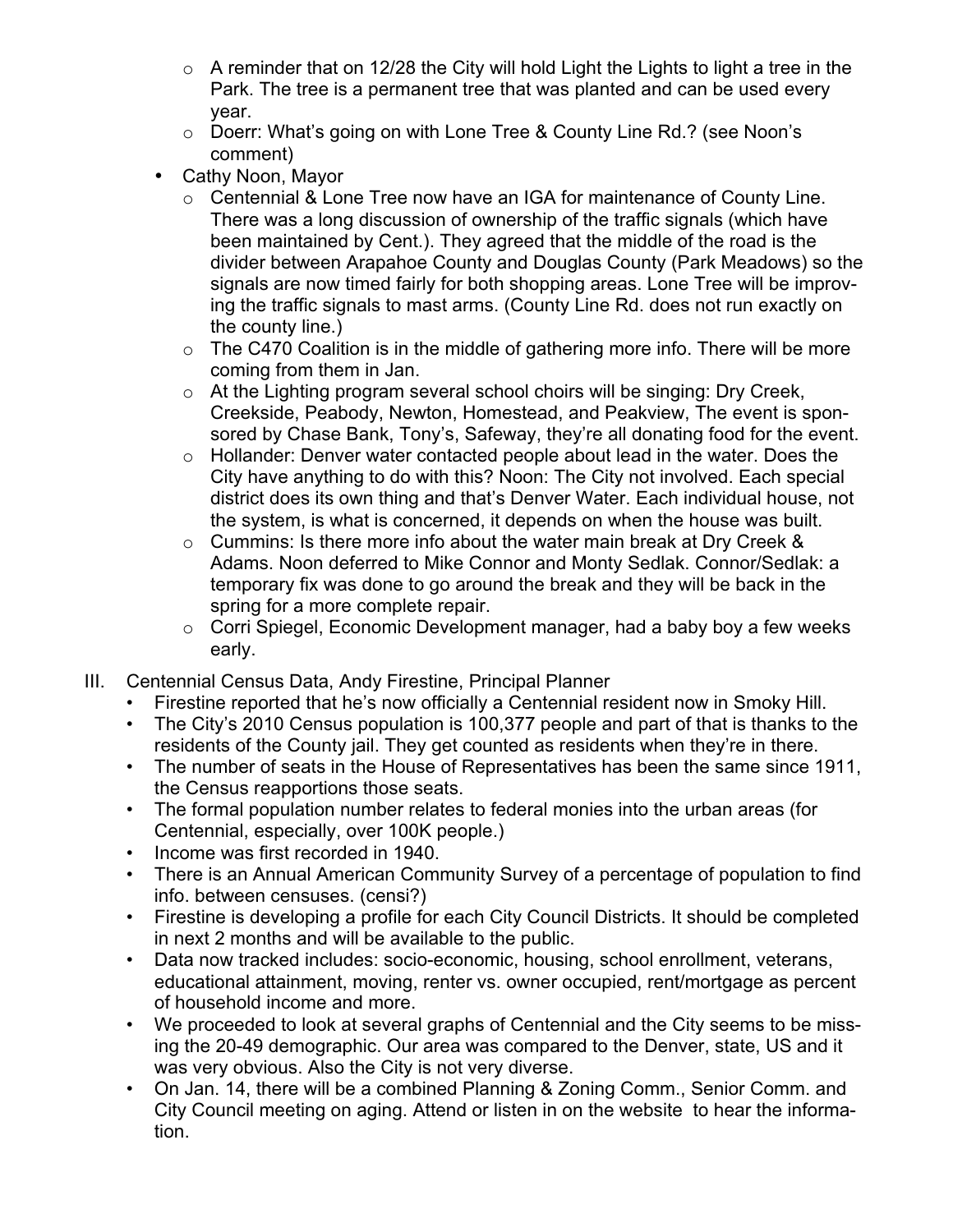- A reminder that on 12/28 the City will hold Light the Lights to light a tree in the Park. The tree is a permanent tree that was planted and can be used every year.
  - Doerr: What's going on with Lone Tree & County Line Rd.? (see Noon's comment)
- Cathy Noon, Mayor
  - Centennial & Lone Tree now have an IGA for maintenance of County Line. There was a long discussion of ownership of the traffic signals (which have been maintained by Cent.). They agreed that the middle of the road is the divider between Arapahoe County and Douglas County (Park Meadows) so the signals are now timed fairly for both shopping areas. Lone Tree will be improving the traffic signals to mast arms. (County Line Rd. does not run exactly on the county line.)
  - The C470 Coalition is in the middle of gathering more info. There will be more coming from them in Jan.
  - At the Lighting program several school choirs will be singing: Dry Creek, Creekside, Peabody, Newton, Homestead, and Peakview, The event is sponsored by Chase Bank, Tony's, Safeway, they're all donating food for the event.
  - Hollander: Denver water contacted people about lead in the water. Does the City have anything to do with this? Noon: The City not involved. Each special district does its own thing and that's Denver Water. Each individual house, not the system, is what is concerned, it depends on when the house was built.
  - Cummins: Is there more info about the water main break at Dry Creek & Adams. Noon deferred to Mike Connor and Monty Sedlak. Connor/Sedlak: a temporary fix was done to go around the break and they will be back in the spring for a more complete repair.
  - Corri Spiegel, Economic Development manager, had a baby boy a few weeks early.

III. Centennial Census Data, Andy Firestine, Principal Planner

- Firestine reported that he's now officially a Centennial resident now in Smoky Hill.
- The City's 2010 Census population is 100,377 people and part of that is thanks to the residents of the County jail. They get counted as residents when they're in there.
- The number of seats in the House of Representatives has been the same since 1911, the Census reapportions those seats.
- The formal population number relates to federal monies into the urban areas (for Centennial, especially, over 100K people.)
- Income was first recorded in 1940.
- There is an Annual American Community Survey of a percentage of population to find info. between censuses. (censi?)
- Firestine is developing a profile for each City Council Districts. It should be completed in next 2 months and will be available to the public.
- Data now tracked includes: socio-economic, housing, school enrollment, veterans, educational attainment, moving, renter vs. owner occupied, rent/mortgage as percent of household income and more.
- We proceeded to look at several graphs of Centennial and the City seems to be missing the 20-49 demographic. Our area was compared to the Denver, state, US and it was very obvious. Also the City is not very diverse.
- On Jan. 14, there will be a combined Planning & Zoning Comm., Senior Comm. and City Council meeting on aging. Attend or listen in on the website to hear the information.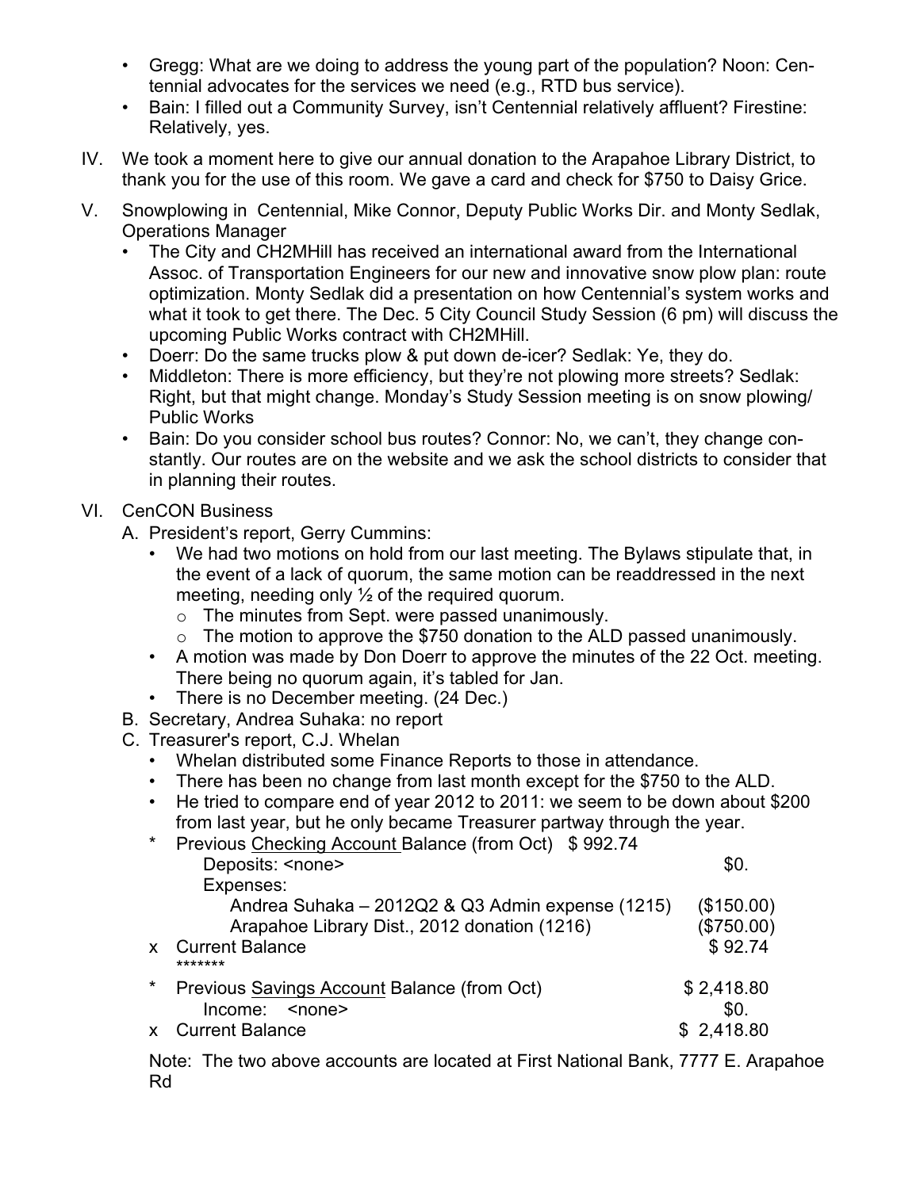- Gregg: What are we doing to address the young part of the population? Noon: Centennial advocates for the services we need (e.g., RTD bus service).
- Bain: I filled out a Community Survey, isn't Centennial relatively affluent? Firestine: Relatively, yes.

IV. We took a moment here to give our annual donation to the Arapahoe Library District, to thank you for the use of this room. We gave a card and check for $750 to Daisy Grice.

V. Snowplowing in Centennial, Mike Connor, Deputy Public Works Dir. and Monty Sedlak, Operations Manager

- The City and CH2MHill has received an international award from the International Assoc. of Transportation Engineers for our new and innovative snow plow plan: route optimization. Monty Sedlak did a presentation on how Centennial's system works and what it took to get there. The Dec. 5 City Council Study Session (6 pm) will discuss the upcoming Public Works contract with CH2MHill.
- Doerr: Do the same trucks plow & put down de-icer? Sedlak: Ye, they do.
- Middleton: There is more efficiency, but they're not plowing more streets? Sedlak: Right, but that might change. Monday's Study Session meeting is on snow plowing/ Public Works
- Bain: Do you consider school bus routes? Connor: No, we can't, they change constantly. Our routes are on the website and we ask the school districts to consider that in planning their routes.

VI. CenCON Business

A. President's report, Gerry Cummins:
- We had two motions on hold from our last meeting. The Bylaws stipulate that, in the event of a lack of quorum, the same motion can be readdressed in the next meeting, needing only ½ of the required quorum.
  - The minutes from Sept. were passed unanimously.
  - The motion to approve the $750 donation to the ALD passed unanimously.
- A motion was made by Don Doerr to approve the minutes of the 22 Oct. meeting. There being no quorum again, it's tabled for Jan.
- There is no December meeting. (24 Dec.)

B. Secretary, Andrea Suhaka: no report

C. Treasurer's report, C.J. Whelan
- Whelan distributed some Finance Reports to those in attendance.
- There has been no change from last month except for the $750 to the ALD.
- He tried to compare end of year 2012 to 2011: we seem to be down about $200 from last year, but he only became Treasurer partway through the year.

\* Previous Checking Account Balance (from Oct) $ 992.74

| | |
|---|---|
| Deposits: <none> | $0. |
| Expenses: | |
| Andrea Suhaka – 2012Q2 & Q3 Admin expense (1215) | ($150.00) |
| Arapahoe Library Dist., 2012 donation (1216) | ($750.00) |
| x Current Balance | $ 92.74 |

\*\*\*\*\*\*\*

| | |
|---|---|
| \* Previous Savings Account Balance (from Oct) | $ 2,418.80 |
| Income: <none> | $0. |
| x Current Balance | $ 2,418.80 |

Note: The two above accounts are located at First National Bank, 7777 E. Arapahoe Rd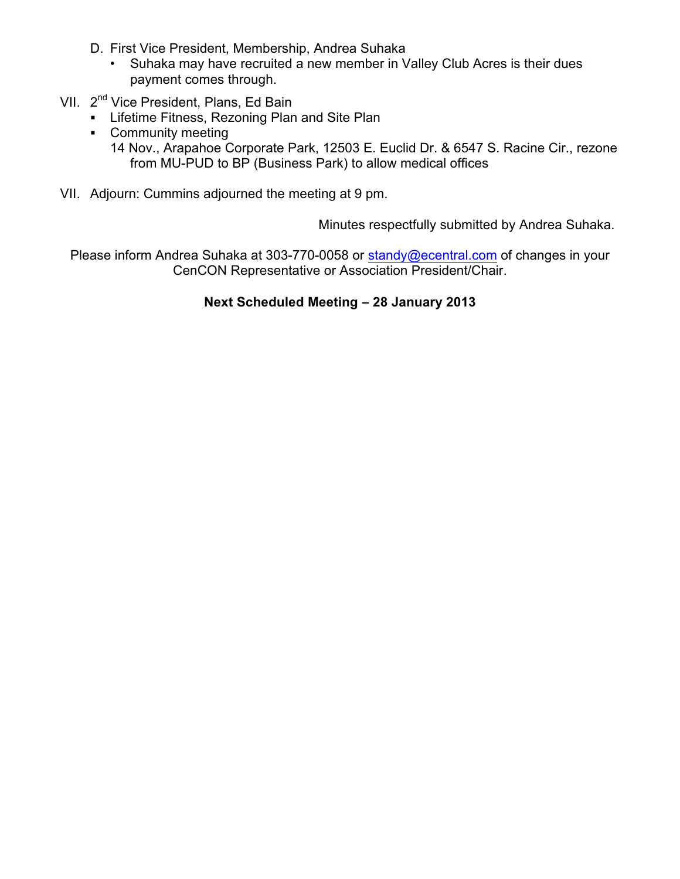D. First Vice President, Membership, Andrea Suhaka
   - Suhaka may have recruited a new member in Valley Club Acres is their dues payment comes through.

VII. 2nd Vice President, Plans, Ed Bain
   - Lifetime Fitness, Rezoning Plan and Site Plan
   - Community meeting
     14 Nov., Arapahoe Corporate Park, 12503 E. Euclid Dr. & 6547 S. Racine Cir., rezone from MU-PUD to BP (Business Park) to allow medical offices

VII. Adjourn: Cummins adjourned the meeting at 9 pm.

Minutes respectfully submitted by Andrea Suhaka.

Please inform Andrea Suhaka at 303-770-0058 or standy@ecentral.com of changes in your CenCON Representative or Association President/Chair.

**Next Scheduled Meeting – 28 January 2013**